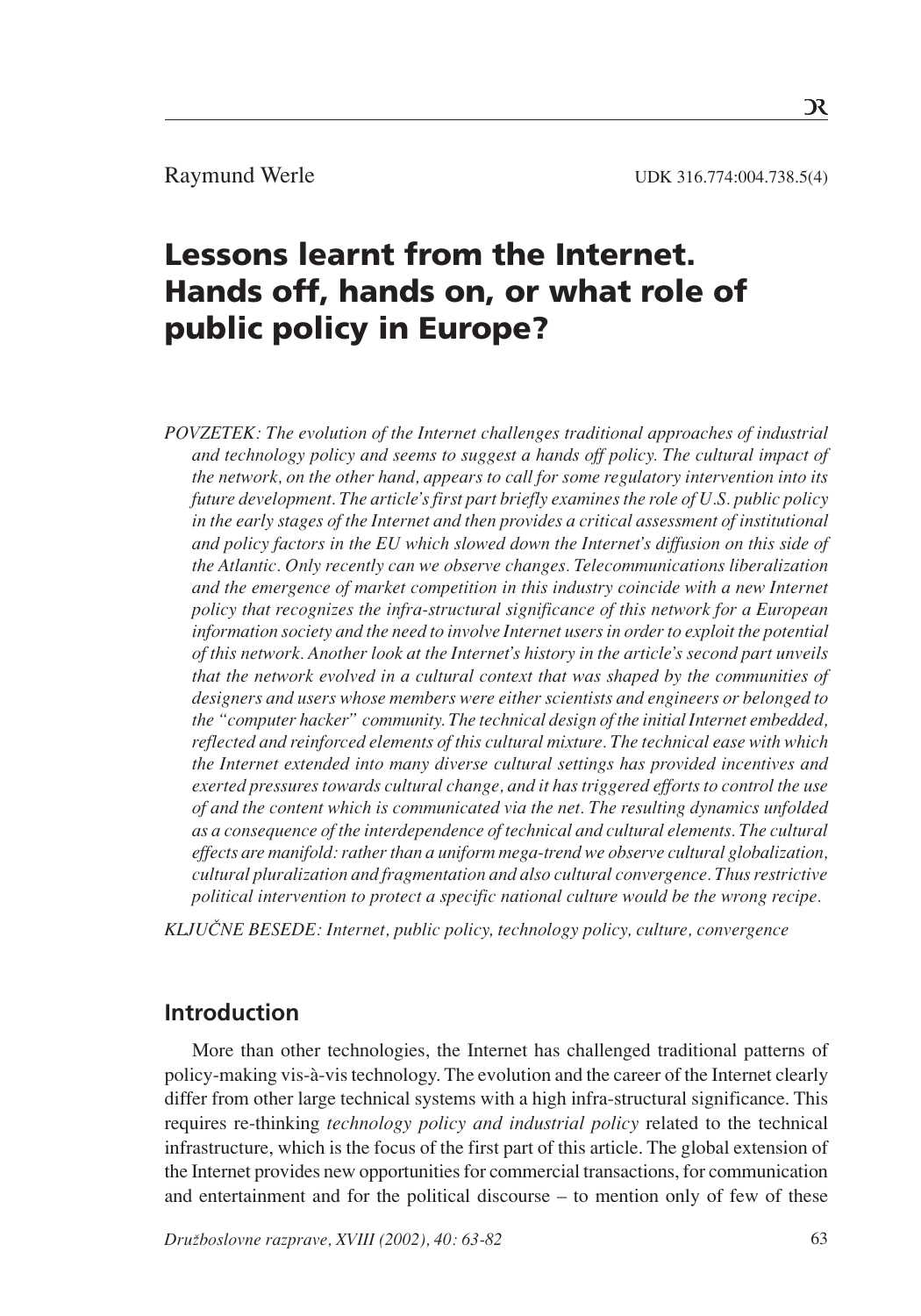Raymund Werle

UDK 316.774:004.738.5(4)

# Lessons learnt from the Internet. Hands off, hands on, or what role of public policy in Europe?

*POVZETEK: The evolution of the Internet challenges traditional approaches of industrial and technology policy and seems to suggest a hands off policy. The cultural impact of the network, on the other hand, appears to call for some regulatory intervention into its future development. The article's first part briefly examines the role of U.S. public policy in the early stages of the Internet and then provides a critical assessment of institutional and policy factors in the EU which slowed down the Internet's diffusion on this side of the Atlantic. Only recently can we observe changes. Telecommunications liberalization and the emergence of market competition in this industry coincide with a new Internet policy that recognizes the infra-structural significance of this network for a European information society and the need to involve Internet users in order to exploit the potential of this network. Another look at the Internet's history in the article's second part unveils that the network evolved in a cultural context that was shaped by the communities of designers and users whose members were either scientists and engineers or belonged to the "computer hacker" community. The technical design of the initial Internet embedded, reflected and reinforced elements of this cultural mixture. The technical ease with which the Internet extended into many diverse cultural settings has provided incentives and exerted pressures towards cultural change, and it has triggered efforts to control the use of and the content which is communicated via the net. The resulting dynamics unfolded as a consequence of the interdependence of technical and cultural elements. The cultural effects are manifold: rather than a uniform mega-trend we observe cultural globalization, cultural pluralization and fragmentation and also cultural convergence. Thus restrictive political intervention to protect a specific national culture would be the wrong recipe.*

*KLJUČNE BESEDE: Internet, public policy, technology policy, culture, convergence*

## Introduction

More than other technologies, the Internet has challenged traditional patterns of policy-making vis-à-vis technology. The evolution and the career of the Internet clearly differ from other large technical systems with a high infra-structural significance. This requires re-thinking *technology policy and industrial policy* related to the technical infrastructure, which is the focus of the first part of this article. The global extension of the Internet provides new opportunities for commercial transactions, for communication and entertainment and for the political discourse – to mention only of few of these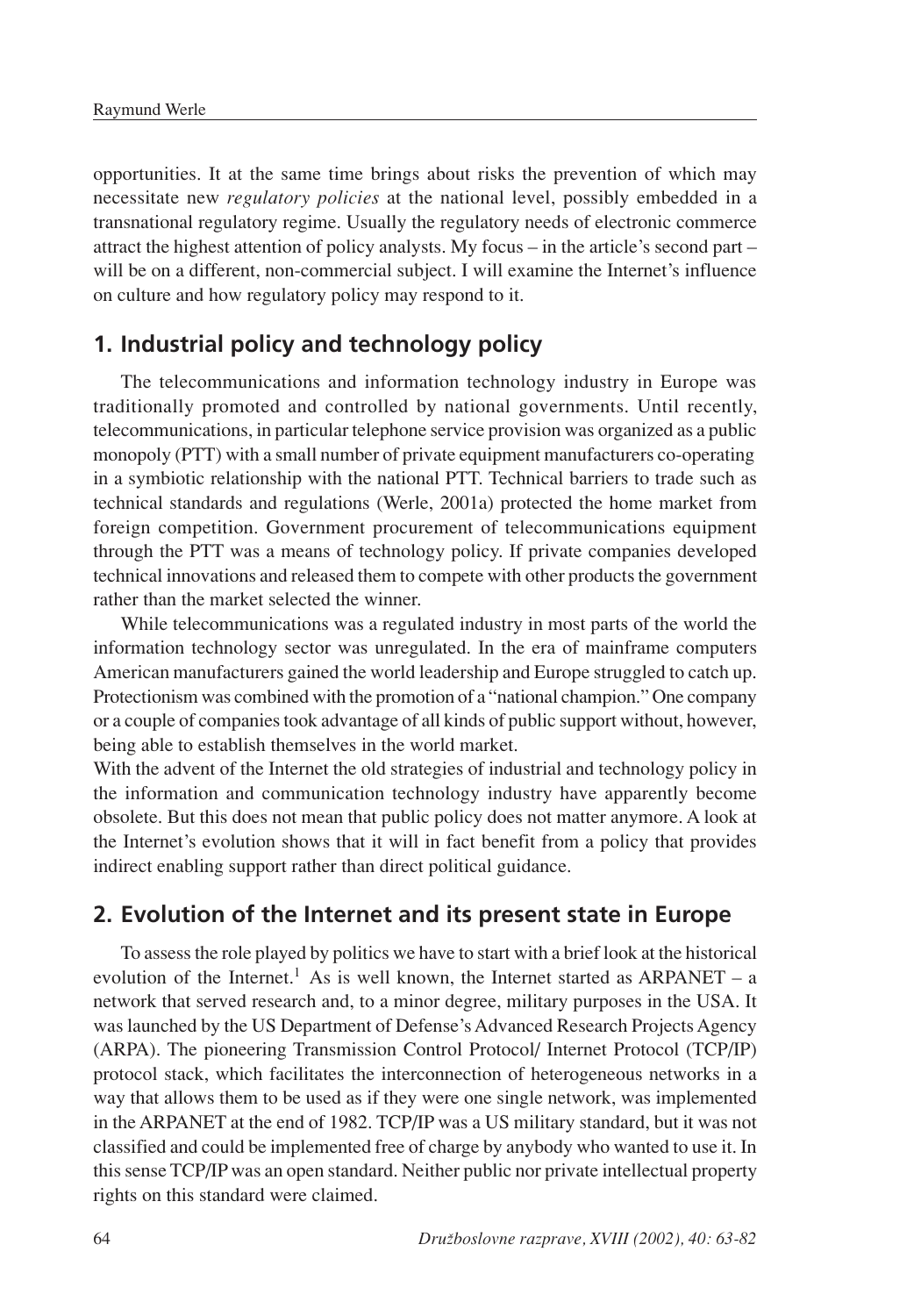opportunities. It at the same time brings about risks the prevention of which may necessitate new *regulatory policies* at the national level, possibly embedded in a transnational regulatory regime. Usually the regulatory needs of electronic commerce attract the highest attention of policy analysts. My focus – in the article's second part – will be on a different, non-commercial subject. I will examine the Internet's influence on culture and how regulatory policy may respond to it.

## 1. Industrial policy and technology policy

The telecommunications and information technology industry in Europe was traditionally promoted and controlled by national governments. Until recently, telecommunications, in particular telephone service provision was organized as a public monopoly (PTT) with a small number of private equipment manufacturers co-operating in a symbiotic relationship with the national PTT. Technical barriers to trade such as technical standards and regulations (Werle, 2001a) protected the home market from foreign competition. Government procurement of telecommunications equipment through the PTT was a means of technology policy. If private companies developed technical innovations and released them to compete with other products the government rather than the market selected the winner.

While telecommunications was a regulated industry in most parts of the world the information technology sector was unregulated. In the era of mainframe computers American manufacturers gained the world leadership and Europe struggled to catch up. Protectionism was combined with the promotion of a "national champion." One company or a couple of companies took advantage of all kinds of public support without, however, being able to establish themselves in the world market.

With the advent of the Internet the old strategies of industrial and technology policy in the information and communication technology industry have apparently become obsolete. But this does not mean that public policy does not matter anymore. A look at the Internet's evolution shows that it will in fact benefit from a policy that provides indirect enabling support rather than direct political guidance.

## 2. Evolution of the Internet and its present state in Europe

To assess the role played by politics we have to start with a brief look at the historical evolution of the Internet.[1] As is well known, the Internet started as ARPANET – a network that served research and, to a minor degree, military purposes in the USA. It was launched by the US Department of Defense's Advanced Research Projects Agency (ARPA). The pioneering Transmission Control Protocol/ Internet Protocol (TCP/IP) protocol stack, which facilitates the interconnection of heterogeneous networks in a way that allows them to be used as if they were one single network, was implemented in the ARPANET at the end of 1982. TCP/IP was a US military standard, but it was not classified and could be implemented free of charge by anybody who wanted to use it. In this sense TCP/IP was an open standard. Neither public nor private intellectual property rights on this standard were claimed.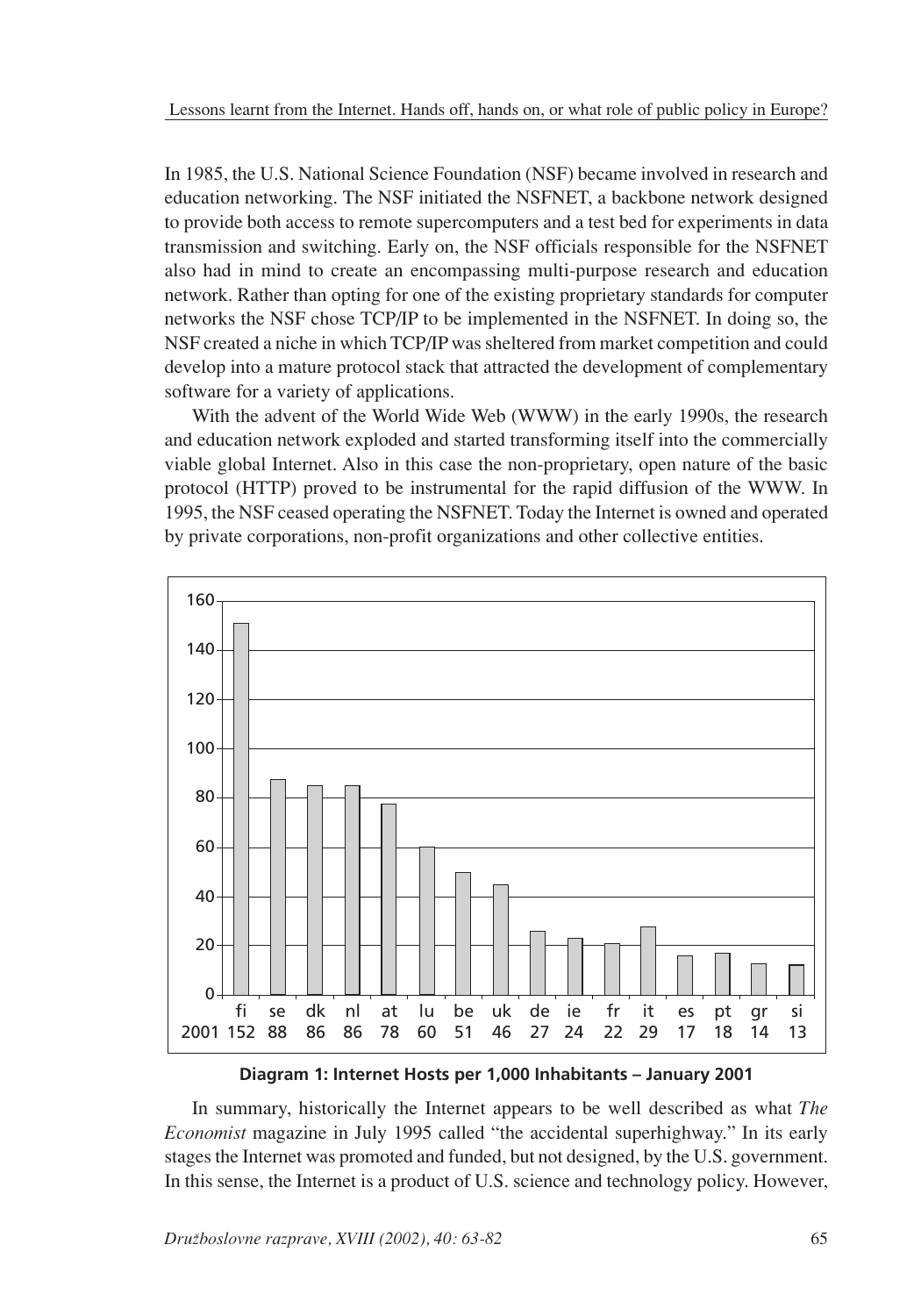In 1985, the U.S. National Science Foundation (NSF) became involved in research and education networking. The NSF initiated the NSFNET, a backbone network designed to provide both access to remote supercomputers and a test bed for experiments in data transmission and switching. Early on, the NSF officials responsible for the NSFNET also had in mind to create an encompassing multi-purpose research and education network. Rather than opting for one of the existing proprietary standards for computer networks the NSF chose TCP/IP to be implemented in the NSFNET. In doing so, the NSF created a niche in which TCP/IP was sheltered from market competition and could develop into a mature protocol stack that attracted the development of complementary software for a variety of applications.

With the advent of the World Wide Web (WWW) in the early 1990s, the research and education network exploded and started transforming itself into the commercially viable global Internet. Also in this case the non-proprietary, open nature of the basic protocol (HTTP) proved to be instrumental for the rapid diffusion of the WWW. In 1995, the NSF ceased operating the NSFNET. Today the Internet is owned and operated by private corporations, non-profit organizations and other collective entities.

| | fi | se | dk | nl | at | lu | be | uk | de | ie | fr | it | es | pt | gr | si |
|---|---|---|---|---|---|---|---|---|---|---|---|---|---|---|---|---|
| 2001 | 152 | 88 | 86 | 86 | 78 | 60 | 51 | 46 | 27 | 24 | 22 | 29 | 17 | 18 | 14 | 13 |

**Diagram 1: Internet Hosts per 1,000 Inhabitants – January 2001**

In summary, historically the Internet appears to be well described as what *The Economist* magazine in July 1995 called "the accidental superhighway." In its early stages the Internet was promoted and funded, but not designed, by the U.S. government. In this sense, the Internet is a product of U.S. science and technology policy. However,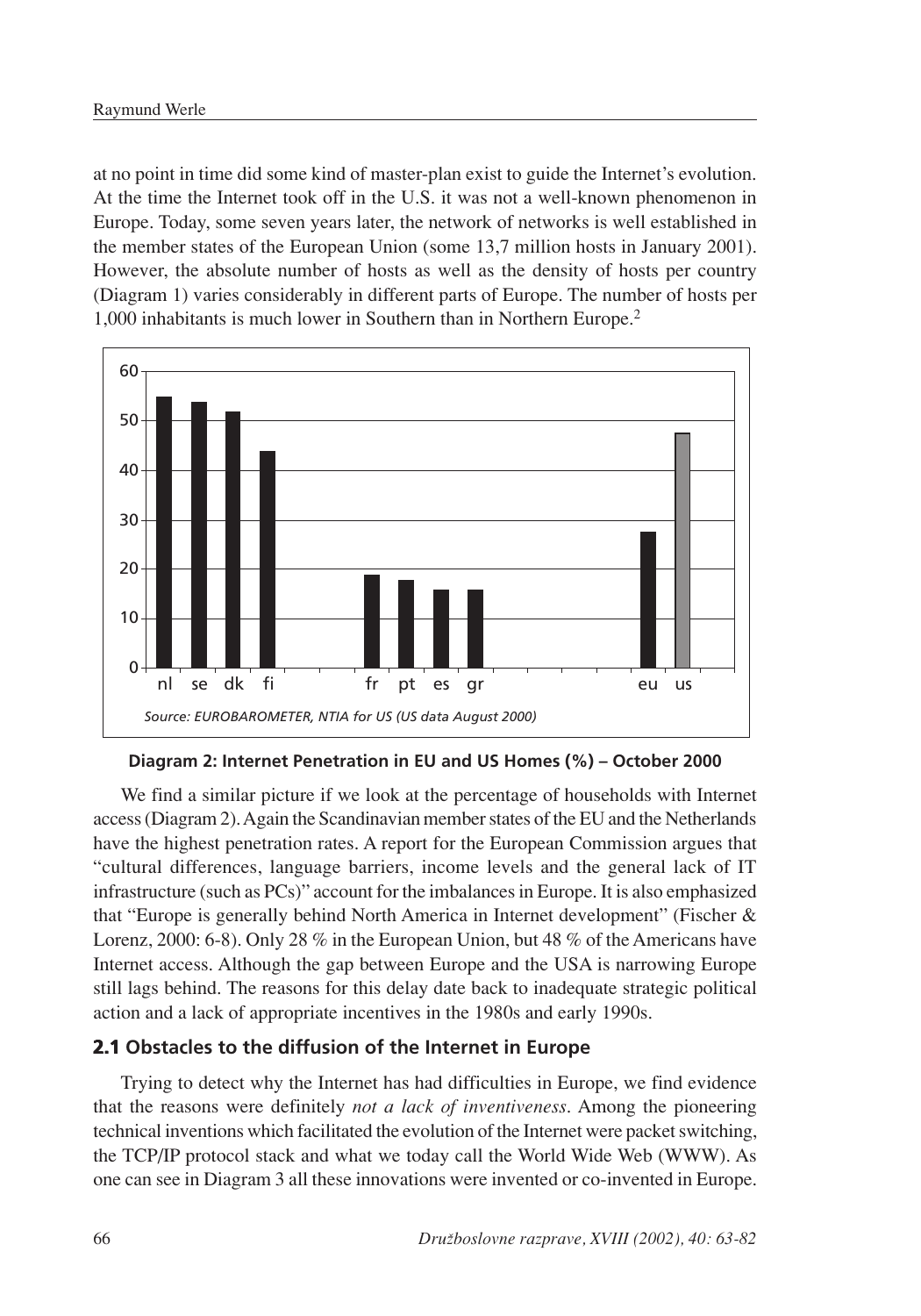at no point in time did some kind of master-plan exist to guide the Internet's evolution. At the time the Internet took off in the U.S. it was not a well-known phenomenon in Europe. Today, some seven years later, the network of networks is well established in the member states of the European Union (some 13,7 million hosts in January 2001). However, the absolute number of hosts as well as the density of hosts per country (Diagram 1) varies considerably in different parts of Europe. The number of hosts per 1,000 inhabitants is much lower in Southern than in Northern Europe.[2]

*Source: EUROBAROMETER, NTIA for US (US data August 2000)*

**Diagram 2: Internet Penetration in EU and US Homes (%) – October 2000**

We find a similar picture if we look at the percentage of households with Internet access (Diagram 2). Again the Scandinavian member states of the EU and the Netherlands have the highest penetration rates. A report for the European Commission argues that "cultural differences, language barriers, income levels and the general lack of IT infrastructure (such as PCs)" account for the imbalances in Europe. It is also emphasized that "Europe is generally behind North America in Internet development" (Fischer & Lorenz, 2000: 6-8). Only 28 % in the European Union, but 48 % of the Americans have Internet access. Although the gap between Europe and the USA is narrowing Europe still lags behind. The reasons for this delay date back to inadequate strategic political action and a lack of appropriate incentives in the 1980s and early 1990s.

## 2.1 Obstacles to the diffusion of the Internet in Europe

Trying to detect why the Internet has had difficulties in Europe, we find evidence that the reasons were definitely *not a lack of inventiveness*. Among the pioneering technical inventions which facilitated the evolution of the Internet were packet switching, the TCP/IP protocol stack and what we today call the World Wide Web (WWW). As one can see in Diagram 3 all these innovations were invented or co-invented in Europe.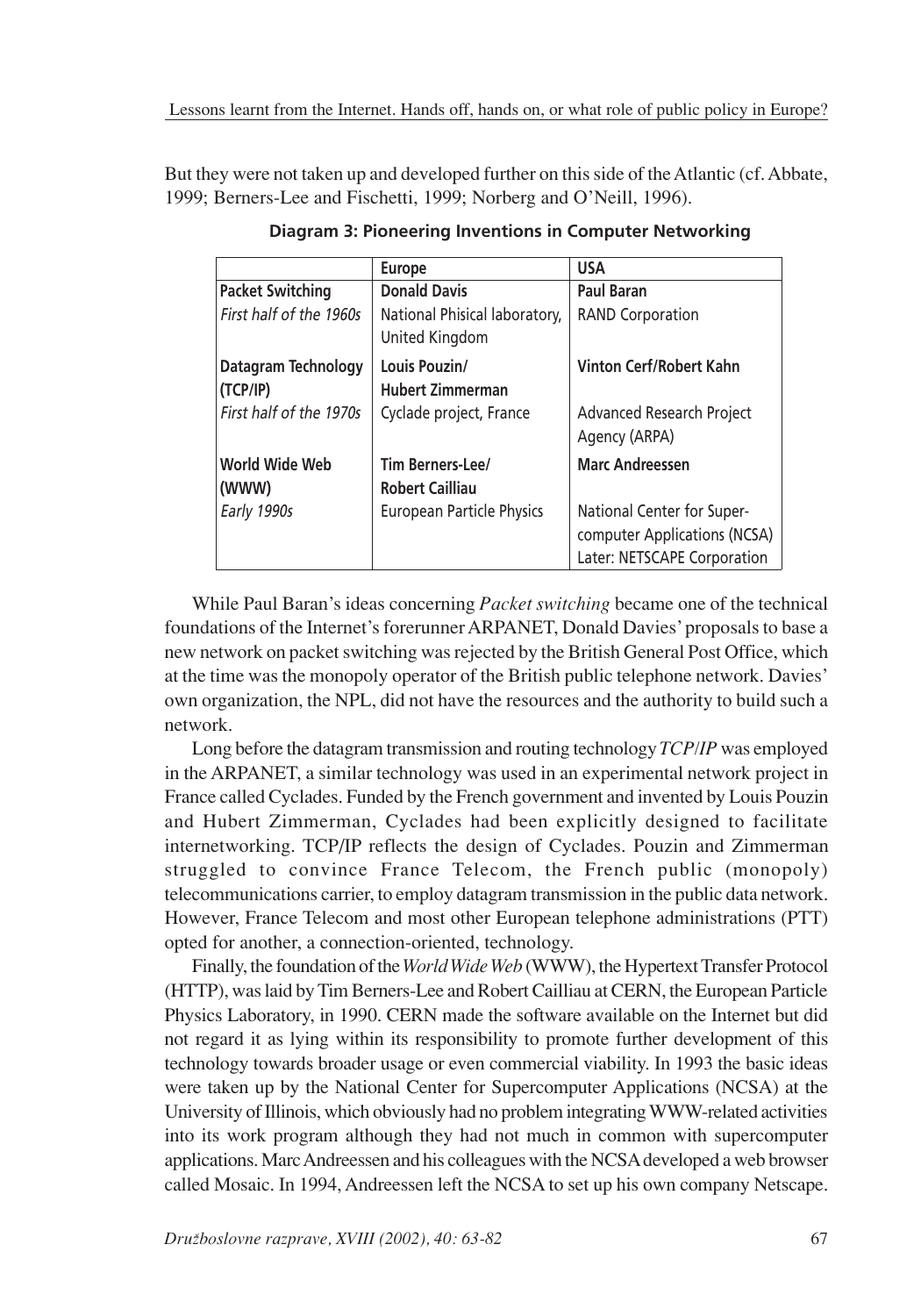But they were not taken up and developed further on this side of the Atlantic (cf. Abbate, 1999; Berners-Lee and Fischetti, 1999; Norberg and O'Neill, 1996).

**Diagram 3: Pioneering Inventions in Computer Networking**

| | **Europe** | **USA** |
|---|---|---|
| **Packet Switching**<br>*First half of the 1960s* | **Donald Davis**<br>National Phisical laboratory, United Kingdom | **Paul Baran**<br>RAND Corporation |
| **Datagram Technology (TCP/IP)**<br>*First half of the 1970s* | **Louis Pouzin/ Hubert Zimmerman**<br>Cyclade project, France | **Vinton Cerf/Robert Kahn**<br>Advanced Research Project Agency (ARPA) |
| **World Wide Web (WWW)**<br>*Early 1990s* | **Tim Berners-Lee/ Robert Cailliau**<br>European Particle Physics | **Marc Andreessen**<br>National Center for Super-computer Applications (NCSA)<br>Later: NETSCAPE Corporation |

While Paul Baran's ideas concerning *Packet switching* became one of the technical foundations of the Internet's forerunner ARPANET, Donald Davies' proposals to base a new network on packet switching was rejected by the British General Post Office, which at the time was the monopoly operator of the British public telephone network. Davies' own organization, the NPL, did not have the resources and the authority to build such a network.

Long before the datagram transmission and routing technology *TCP/IP* was employed in the ARPANET, a similar technology was used in an experimental network project in France called Cyclades. Funded by the French government and invented by Louis Pouzin and Hubert Zimmerman, Cyclades had been explicitly designed to facilitate internetworking. TCP/IP reflects the design of Cyclades. Pouzin and Zimmerman struggled to convince France Telecom, the French public (monopoly) telecommunications carrier, to employ datagram transmission in the public data network. However, France Telecom and most other European telephone administrations (PTT) opted for another, a connection-oriented, technology.

Finally, the foundation of the *World Wide Web* (WWW), the Hypertext Transfer Protocol (HTTP), was laid by Tim Berners-Lee and Robert Cailliau at CERN, the European Particle Physics Laboratory, in 1990. CERN made the software available on the Internet but did not regard it as lying within its responsibility to promote further development of this technology towards broader usage or even commercial viability. In 1993 the basic ideas were taken up by the National Center for Supercomputer Applications (NCSA) at the University of Illinois, which obviously had no problem integrating WWW-related activities into its work program although they had not much in common with supercomputer applications. Marc Andreessen and his colleagues with the NCSA developed a web browser called Mosaic. In 1994, Andreessen left the NCSA to set up his own company Netscape.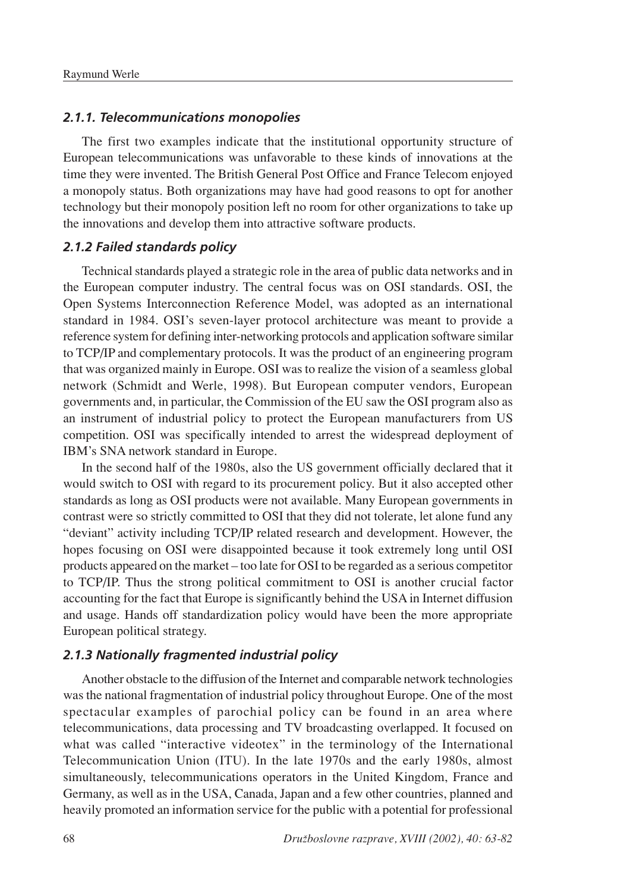### *2.1.1. Telecommunications monopolies*

The first two examples indicate that the institutional opportunity structure of European telecommunications was unfavorable to these kinds of innovations at the time they were invented. The British General Post Office and France Telecom enjoyed a monopoly status. Both organizations may have had good reasons to opt for another technology but their monopoly position left no room for other organizations to take up the innovations and develop them into attractive software products.

### *2.1.2 Failed standards policy*

Technical standards played a strategic role in the area of public data networks and in the European computer industry. The central focus was on OSI standards. OSI, the Open Systems Interconnection Reference Model, was adopted as an international standard in 1984. OSI's seven-layer protocol architecture was meant to provide a reference system for defining inter-networking protocols and application software similar to TCP/IP and complementary protocols. It was the product of an engineering program that was organized mainly in Europe. OSI was to realize the vision of a seamless global network (Schmidt and Werle, 1998). But European computer vendors, European governments and, in particular, the Commission of the EU saw the OSI program also as an instrument of industrial policy to protect the European manufacturers from US competition. OSI was specifically intended to arrest the widespread deployment of IBM's SNA network standard in Europe.

In the second half of the 1980s, also the US government officially declared that it would switch to OSI with regard to its procurement policy. But it also accepted other standards as long as OSI products were not available. Many European governments in contrast were so strictly committed to OSI that they did not tolerate, let alone fund any "deviant" activity including TCP/IP related research and development. However, the hopes focusing on OSI were disappointed because it took extremely long until OSI products appeared on the market – too late for OSI to be regarded as a serious competitor to TCP/IP. Thus the strong political commitment to OSI is another crucial factor accounting for the fact that Europe is significantly behind the USA in Internet diffusion and usage. Hands off standardization policy would have been the more appropriate European political strategy.

### *2.1.3 Nationally fragmented industrial policy*

Another obstacle to the diffusion of the Internet and comparable network technologies was the national fragmentation of industrial policy throughout Europe. One of the most spectacular examples of parochial policy can be found in an area where telecommunications, data processing and TV broadcasting overlapped. It focused on what was called "interactive videotex" in the terminology of the International Telecommunication Union (ITU). In the late 1970s and the early 1980s, almost simultaneously, telecommunications operators in the United Kingdom, France and Germany, as well as in the USA, Canada, Japan and a few other countries, planned and heavily promoted an information service for the public with a potential for professional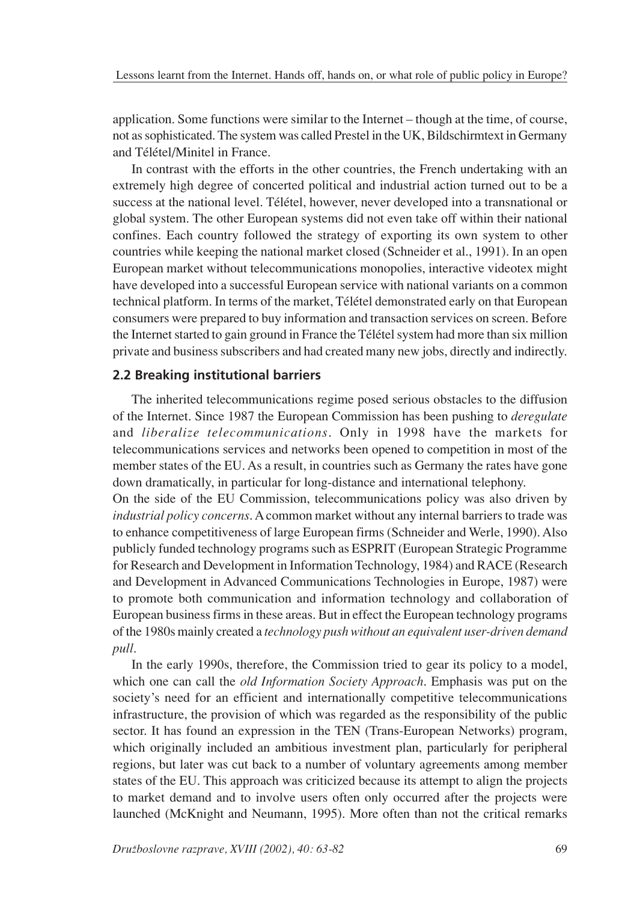application. Some functions were similar to the Internet – though at the time, of course, not as sophisticated. The system was called Prestel in the UK, Bildschirmtext in Germany and Télétel/Minitel in France.

In contrast with the efforts in the other countries, the French undertaking with an extremely high degree of concerted political and industrial action turned out to be a success at the national level. Télétel, however, never developed into a transnational or global system. The other European systems did not even take off within their national confines. Each country followed the strategy of exporting its own system to other countries while keeping the national market closed (Schneider et al., 1991). In an open European market without telecommunications monopolies, interactive videotex might have developed into a successful European service with national variants on a common technical platform. In terms of the market, Télétel demonstrated early on that European consumers were prepared to buy information and transaction services on screen. Before the Internet started to gain ground in France the Télétel system had more than six million private and business subscribers and had created many new jobs, directly and indirectly.

## 2.2 Breaking institutional barriers

The inherited telecommunications regime posed serious obstacles to the diffusion of the Internet. Since 1987 the European Commission has been pushing to *deregulate* and *liberalize telecommunications*. Only in 1998 have the markets for telecommunications services and networks been opened to competition in most of the member states of the EU. As a result, in countries such as Germany the rates have gone down dramatically, in particular for long-distance and international telephony.

On the side of the EU Commission, telecommunications policy was also driven by *industrial policy concerns*. A common market without any internal barriers to trade was to enhance competitiveness of large European firms (Schneider and Werle, 1990). Also publicly funded technology programs such as ESPRIT (European Strategic Programme for Research and Development in Information Technology, 1984) and RACE (Research and Development in Advanced Communications Technologies in Europe, 1987) were to promote both communication and information technology and collaboration of European business firms in these areas. But in effect the European technology programs of the 1980s mainly created a *technology push without an equivalent user-driven demand pull*.

In the early 1990s, therefore, the Commission tried to gear its policy to a model, which one can call the *old Information Society Approach*. Emphasis was put on the society's need for an efficient and internationally competitive telecommunications infrastructure, the provision of which was regarded as the responsibility of the public sector. It has found an expression in the TEN (Trans-European Networks) program, which originally included an ambitious investment plan, particularly for peripheral regions, but later was cut back to a number of voluntary agreements among member states of the EU. This approach was criticized because its attempt to align the projects to market demand and to involve users often only occurred after the projects were launched (McKnight and Neumann, 1995). More often than not the critical remarks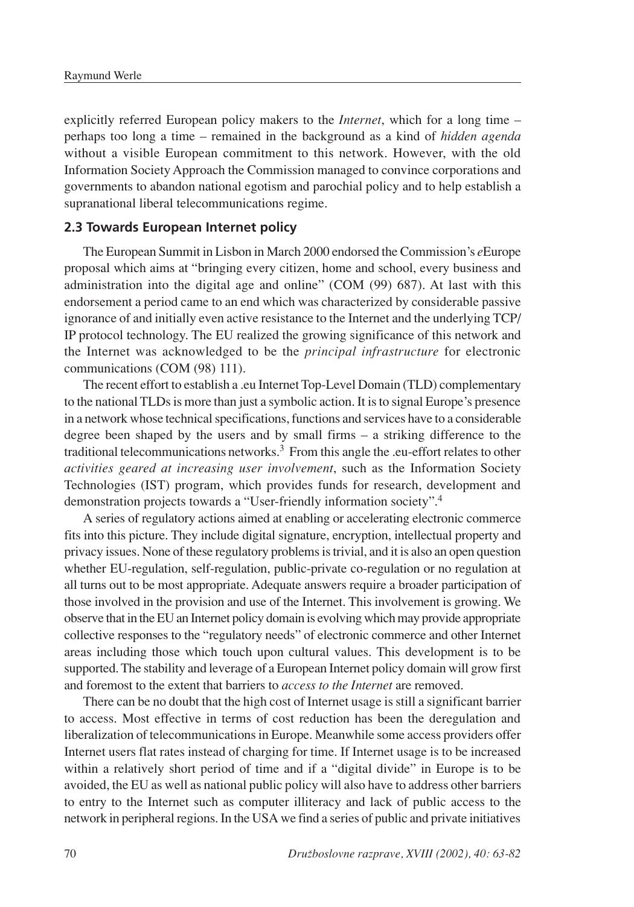explicitly referred European policy makers to the *Internet*, which for a long time – perhaps too long a time – remained in the background as a kind of *hidden agenda* without a visible European commitment to this network. However, with the old Information Society Approach the Commission managed to convince corporations and governments to abandon national egotism and parochial policy and to help establish a supranational liberal telecommunications regime.

### 2.3 Towards European Internet policy

The European Summit in Lisbon in March 2000 endorsed the Commission's *e*Europe proposal which aims at "bringing every citizen, home and school, every business and administration into the digital age and online" (COM (99) 687). At last with this endorsement a period came to an end which was characterized by considerable passive ignorance of and initially even active resistance to the Internet and the underlying TCP/IP protocol technology. The EU realized the growing significance of this network and the Internet was acknowledged to be the *principal infrastructure* for electronic communications (COM (98) 111).

The recent effort to establish a .eu Internet Top-Level Domain (TLD) complementary to the national TLDs is more than just a symbolic action. It is to signal Europe's presence in a network whose technical specifications, functions and services have to a considerable degree been shaped by the users and by small firms – a striking difference to the traditional telecommunications networks.[3] From this angle the .eu-effort relates to other *activities geared at increasing user involvement*, such as the Information Society Technologies (IST) program, which provides funds for research, development and demonstration projects towards a "User-friendly information society".[4]

A series of regulatory actions aimed at enabling or accelerating electronic commerce fits into this picture. They include digital signature, encryption, intellectual property and privacy issues. None of these regulatory problems is trivial, and it is also an open question whether EU-regulation, self-regulation, public-private co-regulation or no regulation at all turns out to be most appropriate. Adequate answers require a broader participation of those involved in the provision and use of the Internet. This involvement is growing. We observe that in the EU an Internet policy domain is evolving which may provide appropriate collective responses to the "regulatory needs" of electronic commerce and other Internet areas including those which touch upon cultural values. This development is to be supported. The stability and leverage of a European Internet policy domain will grow first and foremost to the extent that barriers to *access to the Internet* are removed.

There can be no doubt that the high cost of Internet usage is still a significant barrier to access. Most effective in terms of cost reduction has been the deregulation and liberalization of telecommunications in Europe. Meanwhile some access providers offer Internet users flat rates instead of charging for time. If Internet usage is to be increased within a relatively short period of time and if a "digital divide" in Europe is to be avoided, the EU as well as national public policy will also have to address other barriers to entry to the Internet such as computer illiteracy and lack of public access to the network in peripheral regions. In the USA we find a series of public and private initiatives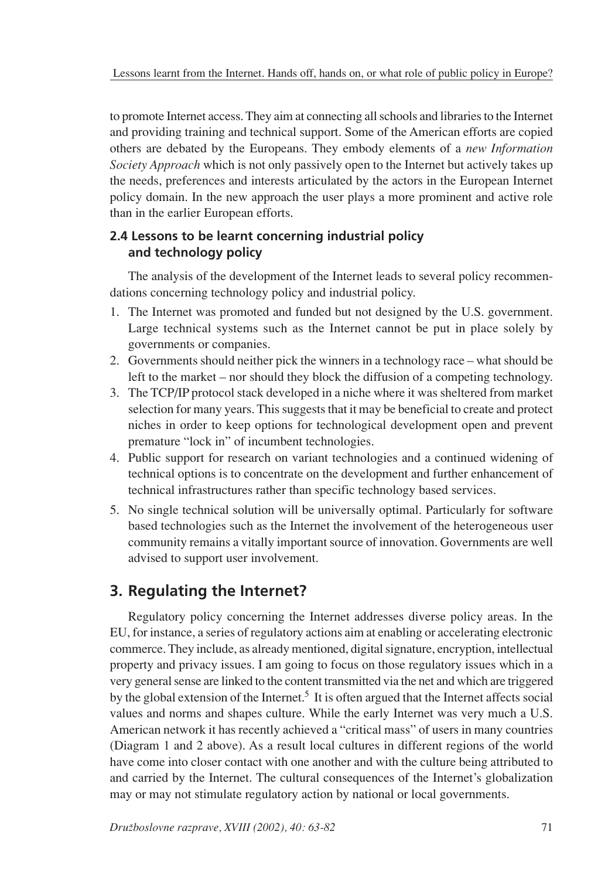to promote Internet access. They aim at connecting all schools and libraries to the Internet and providing training and technical support. Some of the American efforts are copied others are debated by the Europeans. They embody elements of a *new Information Society Approach* which is not only passively open to the Internet but actively takes up the needs, preferences and interests articulated by the actors in the European Internet policy domain. In the new approach the user plays a more prominent and active role than in the earlier European efforts.

### 2.4 Lessons to be learnt concerning industrial policy and technology policy

The analysis of the development of the Internet leads to several policy recommendations concerning technology policy and industrial policy.

1. The Internet was promoted and funded but not designed by the U.S. government. Large technical systems such as the Internet cannot be put in place solely by governments or companies.
2. Governments should neither pick the winners in a technology race – what should be left to the market – nor should they block the diffusion of a competing technology.
3. The TCP/IP protocol stack developed in a niche where it was sheltered from market selection for many years. This suggests that it may be beneficial to create and protect niches in order to keep options for technological development open and prevent premature "lock in" of incumbent technologies.
4. Public support for research on variant technologies and a continued widening of technical options is to concentrate on the development and further enhancement of technical infrastructures rather than specific technology based services.
5. No single technical solution will be universally optimal. Particularly for software based technologies such as the Internet the involvement of the heterogeneous user community remains a vitally important source of innovation. Governments are well advised to support user involvement.

## 3. Regulating the Internet?

Regulatory policy concerning the Internet addresses diverse policy areas. In the EU, for instance, a series of regulatory actions aim at enabling or accelerating electronic commerce. They include, as already mentioned, digital signature, encryption, intellectual property and privacy issues. I am going to focus on those regulatory issues which in a very general sense are linked to the content transmitted via the net and which are triggered by the global extension of the Internet.[5] It is often argued that the Internet affects social values and norms and shapes culture. While the early Internet was very much a U.S. American network it has recently achieved a "critical mass" of users in many countries (Diagram 1 and 2 above). As a result local cultures in different regions of the world have come into closer contact with one another and with the culture being attributed to and carried by the Internet. The cultural consequences of the Internet's globalization may or may not stimulate regulatory action by national or local governments.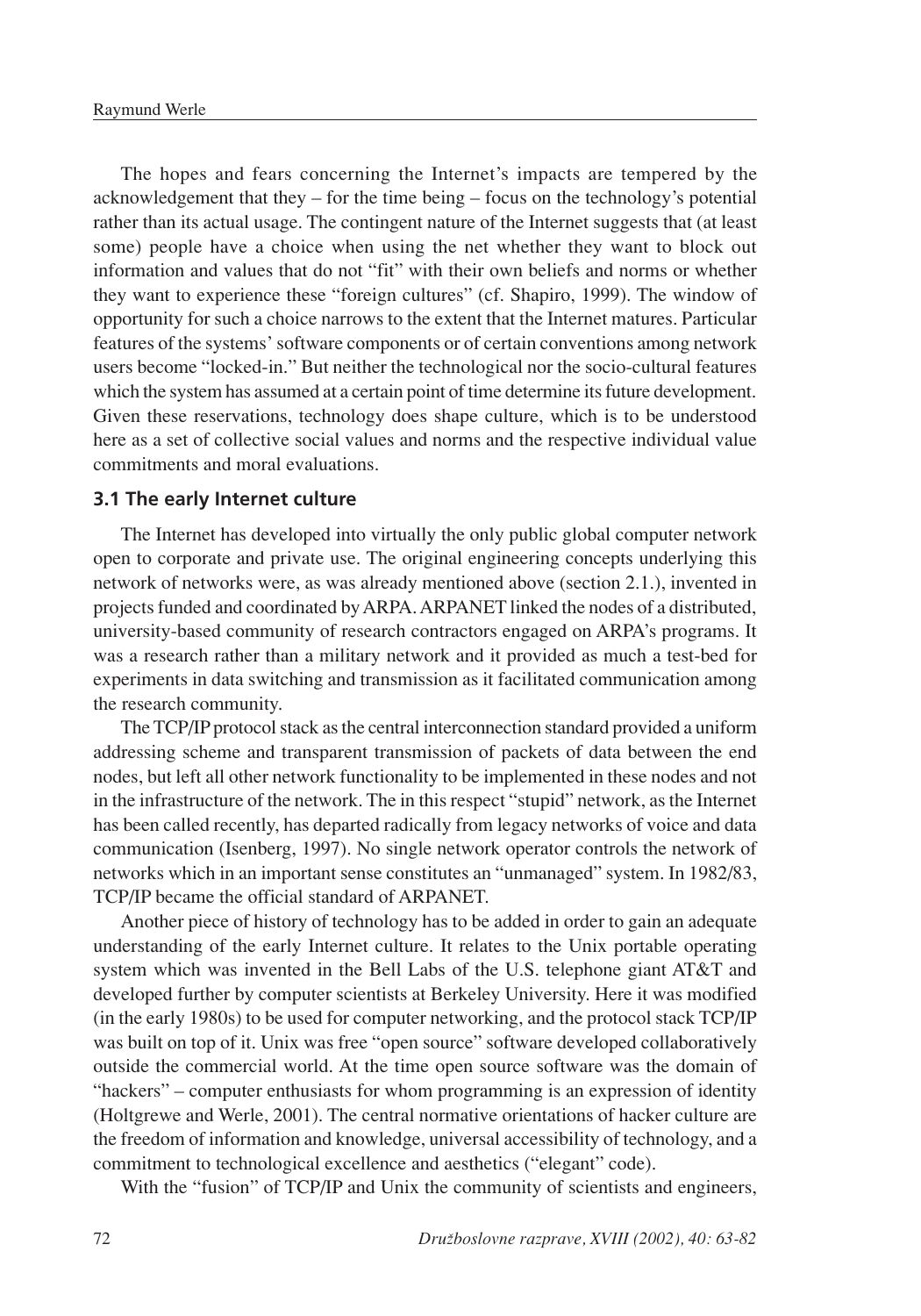The hopes and fears concerning the Internet's impacts are tempered by the acknowledgement that they – for the time being – focus on the technology's potential rather than its actual usage. The contingent nature of the Internet suggests that (at least some) people have a choice when using the net whether they want to block out information and values that do not "fit" with their own beliefs and norms or whether they want to experience these "foreign cultures" (cf. Shapiro, 1999). The window of opportunity for such a choice narrows to the extent that the Internet matures. Particular features of the systems' software components or of certain conventions among network users become "locked-in." But neither the technological nor the socio-cultural features which the system has assumed at a certain point of time determine its future development. Given these reservations, technology does shape culture, which is to be understood here as a set of collective social values and norms and the respective individual value commitments and moral evaluations.

### 3.1 The early Internet culture

The Internet has developed into virtually the only public global computer network open to corporate and private use. The original engineering concepts underlying this network of networks were, as was already mentioned above (section 2.1.), invented in projects funded and coordinated by ARPA. ARPANET linked the nodes of a distributed, university-based community of research contractors engaged on ARPA's programs. It was a research rather than a military network and it provided as much a test-bed for experiments in data switching and transmission as it facilitated communication among the research community.

The TCP/IP protocol stack as the central interconnection standard provided a uniform addressing scheme and transparent transmission of packets of data between the end nodes, but left all other network functionality to be implemented in these nodes and not in the infrastructure of the network. The in this respect "stupid" network, as the Internet has been called recently, has departed radically from legacy networks of voice and data communication (Isenberg, 1997). No single network operator controls the network of networks which in an important sense constitutes an "unmanaged" system. In 1982/83, TCP/IP became the official standard of ARPANET.

Another piece of history of technology has to be added in order to gain an adequate understanding of the early Internet culture. It relates to the Unix portable operating system which was invented in the Bell Labs of the U.S. telephone giant AT&T and developed further by computer scientists at Berkeley University. Here it was modified (in the early 1980s) to be used for computer networking, and the protocol stack TCP/IP was built on top of it. Unix was free "open source" software developed collaboratively outside the commercial world. At the time open source software was the domain of "hackers" – computer enthusiasts for whom programming is an expression of identity (Holtgrewe and Werle, 2001). The central normative orientations of hacker culture are the freedom of information and knowledge, universal accessibility of technology, and a commitment to technological excellence and aesthetics ("elegant" code).

With the "fusion" of TCP/IP and Unix the community of scientists and engineers,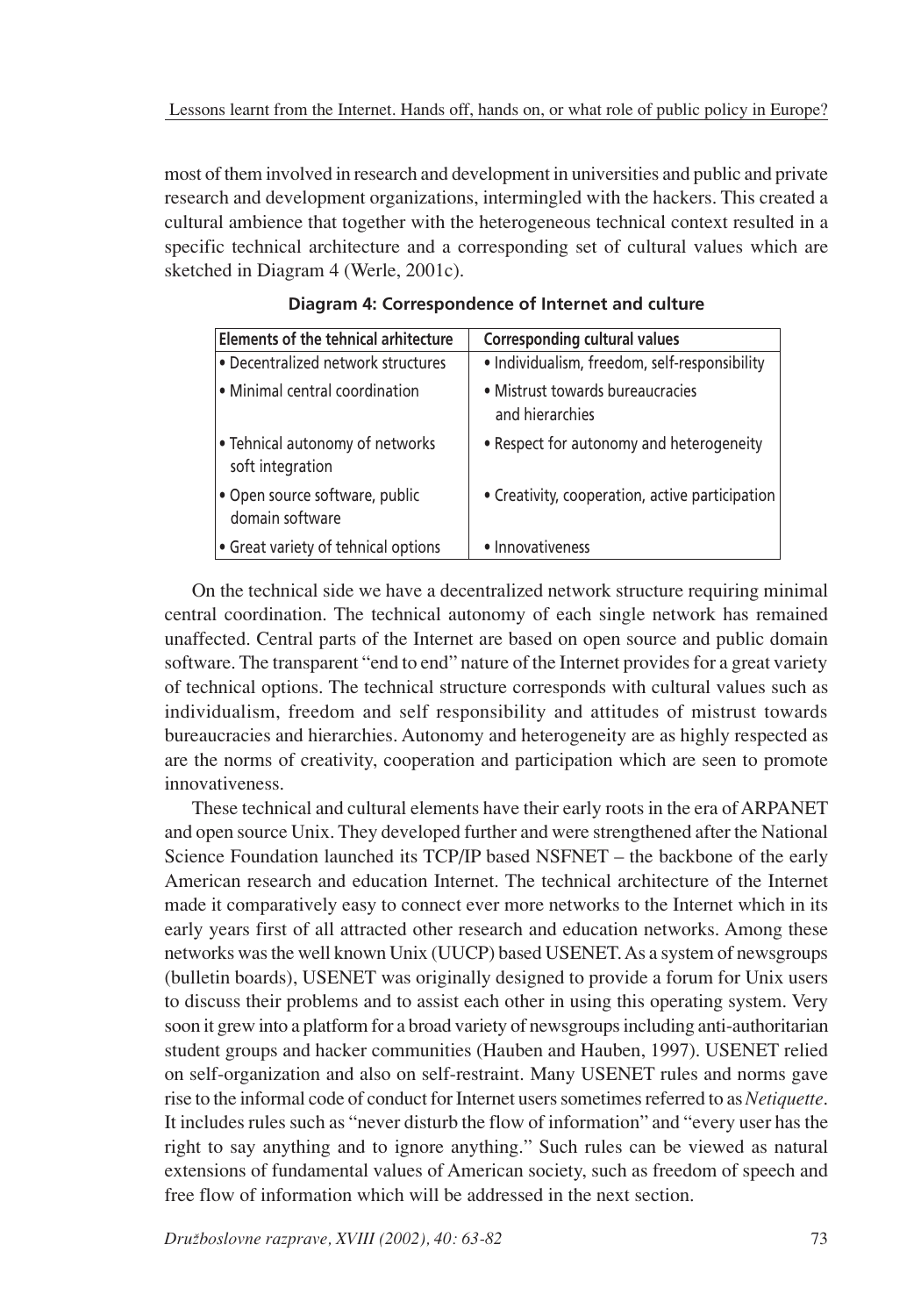most of them involved in research and development in universities and public and private research and development organizations, intermingled with the hackers. This created a cultural ambience that together with the heterogeneous technical context resulted in a specific technical architecture and a corresponding set of cultural values which are sketched in Diagram 4 (Werle, 2001c).

**Diagram 4: Correspondence of Internet and culture**

| Elements of the tehnical arhitecture | Corresponding cultural values |
|---|---|
| • Decentralized network structures | • Individualism, freedom, self-responsibility |
| • Minimal central coordination | • Mistrust towards bureaucracies and hierarchies |
| • Tehnical autonomy of networks soft integration | • Respect for autonomy and heterogeneity |
| • Open source software, public domain software | • Creativity, cooperation, active participation |
| • Great variety of tehnical options | • Innovativeness |

On the technical side we have a decentralized network structure requiring minimal central coordination. The technical autonomy of each single network has remained unaffected. Central parts of the Internet are based on open source and public domain software. The transparent "end to end" nature of the Internet provides for a great variety of technical options. The technical structure corresponds with cultural values such as individualism, freedom and self responsibility and attitudes of mistrust towards bureaucracies and hierarchies. Autonomy and heterogeneity are as highly respected as are the norms of creativity, cooperation and participation which are seen to promote innovativeness.

These technical and cultural elements have their early roots in the era of ARPANET and open source Unix. They developed further and were strengthened after the National Science Foundation launched its TCP/IP based NSFNET – the backbone of the early American research and education Internet. The technical architecture of the Internet made it comparatively easy to connect ever more networks to the Internet which in its early years first of all attracted other research and education networks. Among these networks was the well known Unix (UUCP) based USENET. As a system of newsgroups (bulletin boards), USENET was originally designed to provide a forum for Unix users to discuss their problems and to assist each other in using this operating system. Very soon it grew into a platform for a broad variety of newsgroups including anti-authoritarian student groups and hacker communities (Hauben and Hauben, 1997). USENET relied on self-organization and also on self-restraint. Many USENET rules and norms gave rise to the informal code of conduct for Internet users sometimes referred to as *Netiquette*. It includes rules such as "never disturb the flow of information" and "every user has the right to say anything and to ignore anything." Such rules can be viewed as natural extensions of fundamental values of American society, such as freedom of speech and free flow of information which will be addressed in the next section.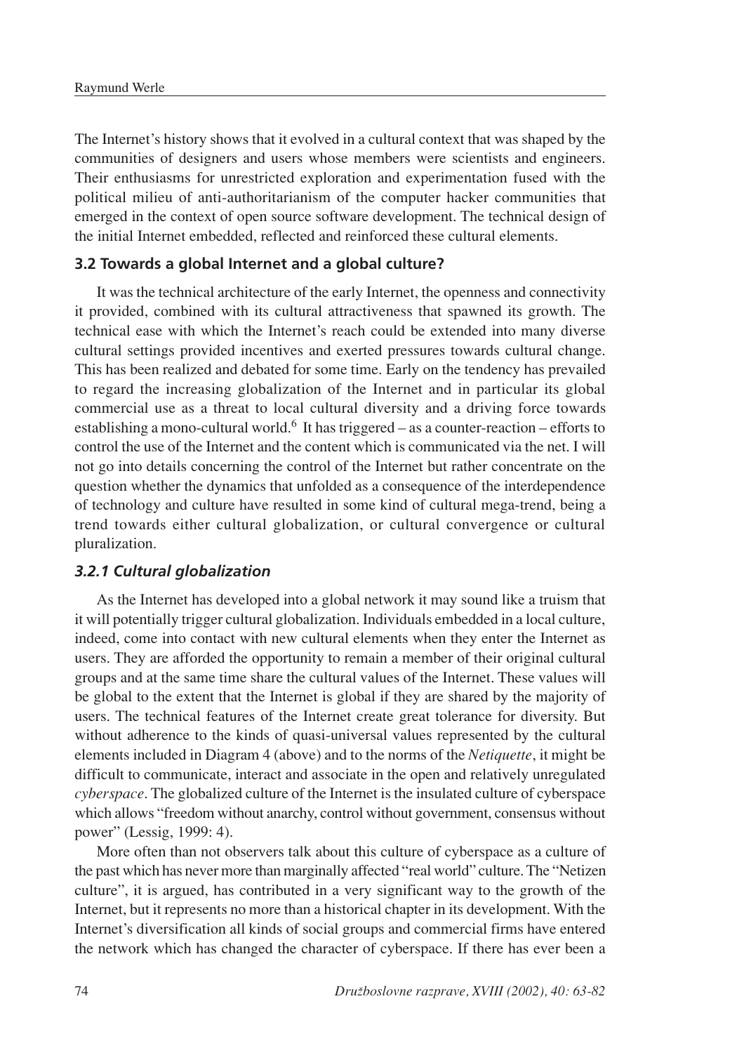The Internet's history shows that it evolved in a cultural context that was shaped by the communities of designers and users whose members were scientists and engineers. Their enthusiasms for unrestricted exploration and experimentation fused with the political milieu of anti-authoritarianism of the computer hacker communities that emerged in the context of open source software development. The technical design of the initial Internet embedded, reflected and reinforced these cultural elements.

### 3.2 Towards a global Internet and a global culture?

It was the technical architecture of the early Internet, the openness and connectivity it provided, combined with its cultural attractiveness that spawned its growth. The technical ease with which the Internet's reach could be extended into many diverse cultural settings provided incentives and exerted pressures towards cultural change. This has been realized and debated for some time. Early on the tendency has prevailed to regard the increasing globalization of the Internet and in particular its global commercial use as a threat to local cultural diversity and a driving force towards establishing a mono-cultural world.[6] It has triggered – as a counter-reaction – efforts to control the use of the Internet and the content which is communicated via the net. I will not go into details concerning the control of the Internet but rather concentrate on the question whether the dynamics that unfolded as a consequence of the interdependence of technology and culture have resulted in some kind of cultural mega-trend, being a trend towards either cultural globalization, or cultural convergence or cultural pluralization.

#### *3.2.1 Cultural globalization*

As the Internet has developed into a global network it may sound like a truism that it will potentially trigger cultural globalization. Individuals embedded in a local culture, indeed, come into contact with new cultural elements when they enter the Internet as users. They are afforded the opportunity to remain a member of their original cultural groups and at the same time share the cultural values of the Internet. These values will be global to the extent that the Internet is global if they are shared by the majority of users. The technical features of the Internet create great tolerance for diversity. But without adherence to the kinds of quasi-universal values represented by the cultural elements included in Diagram 4 (above) and to the norms of the *Netiquette*, it might be difficult to communicate, interact and associate in the open and relatively unregulated *cyberspace*. The globalized culture of the Internet is the insulated culture of cyberspace which allows "freedom without anarchy, control without government, consensus without power" (Lessig, 1999: 4).

More often than not observers talk about this culture of cyberspace as a culture of the past which has never more than marginally affected "real world" culture. The "Netizen culture", it is argued, has contributed in a very significant way to the growth of the Internet, but it represents no more than a historical chapter in its development. With the Internet's diversification all kinds of social groups and commercial firms have entered the network which has changed the character of cyberspace. If there has ever been a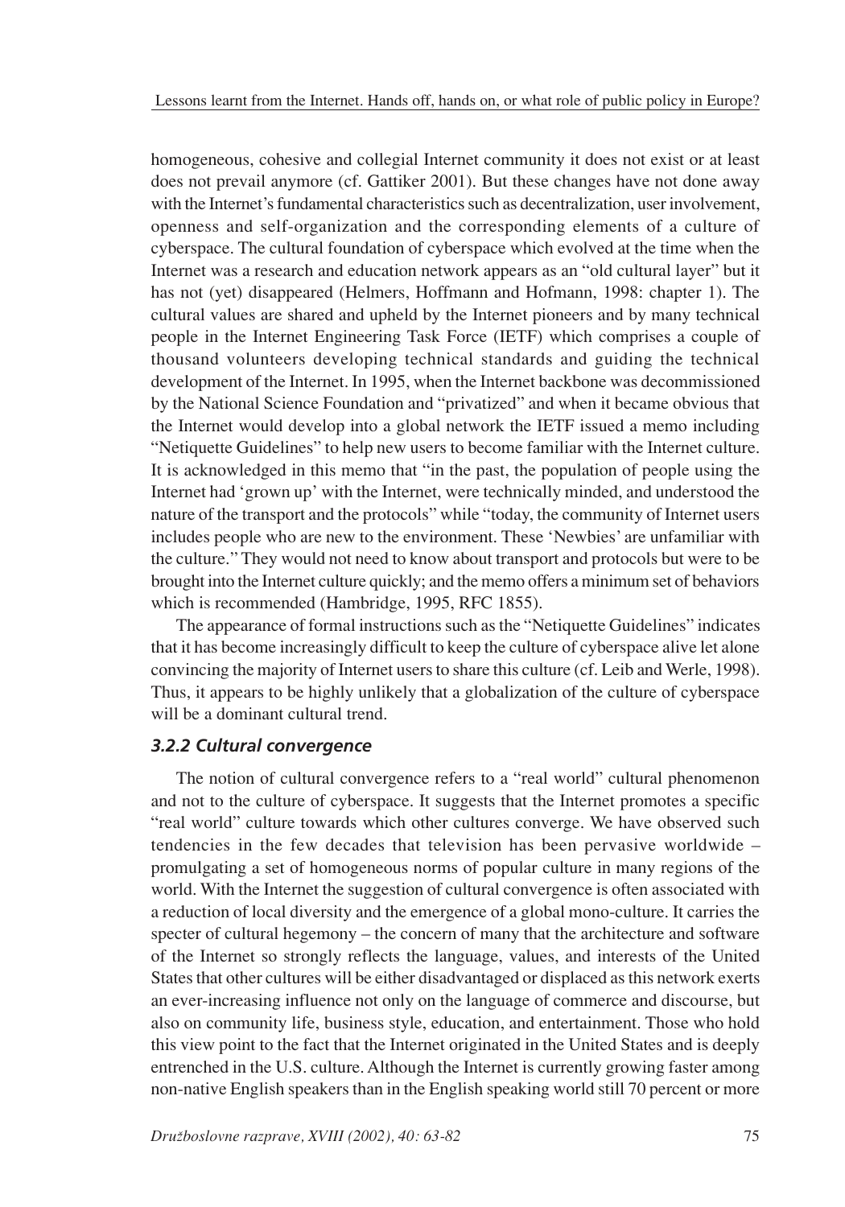homogeneous, cohesive and collegial Internet community it does not exist or at least does not prevail anymore (cf. Gattiker 2001). But these changes have not done away with the Internet's fundamental characteristics such as decentralization, user involvement, openness and self-organization and the corresponding elements of a culture of cyberspace. The cultural foundation of cyberspace which evolved at the time when the Internet was a research and education network appears as an "old cultural layer" but it has not (yet) disappeared (Helmers, Hoffmann and Hofmann, 1998: chapter 1). The cultural values are shared and upheld by the Internet pioneers and by many technical people in the Internet Engineering Task Force (IETF) which comprises a couple of thousand volunteers developing technical standards and guiding the technical development of the Internet. In 1995, when the Internet backbone was decommissioned by the National Science Foundation and "privatized" and when it became obvious that the Internet would develop into a global network the IETF issued a memo including "Netiquette Guidelines" to help new users to become familiar with the Internet culture. It is acknowledged in this memo that "in the past, the population of people using the Internet had 'grown up' with the Internet, were technically minded, and understood the nature of the transport and the protocols" while "today, the community of Internet users includes people who are new to the environment. These 'Newbies' are unfamiliar with the culture." They would not need to know about transport and protocols but were to be brought into the Internet culture quickly; and the memo offers a minimum set of behaviors which is recommended (Hambridge, 1995, RFC 1855).

The appearance of formal instructions such as the "Netiquette Guidelines" indicates that it has become increasingly difficult to keep the culture of cyberspace alive let alone convincing the majority of Internet users to share this culture (cf. Leib and Werle, 1998). Thus, it appears to be highly unlikely that a globalization of the culture of cyberspace will be a dominant cultural trend.

### *3.2.2 Cultural convergence*

The notion of cultural convergence refers to a "real world" cultural phenomenon and not to the culture of cyberspace. It suggests that the Internet promotes a specific "real world" culture towards which other cultures converge. We have observed such tendencies in the few decades that television has been pervasive worldwide – promulgating a set of homogeneous norms of popular culture in many regions of the world. With the Internet the suggestion of cultural convergence is often associated with a reduction of local diversity and the emergence of a global mono-culture. It carries the specter of cultural hegemony – the concern of many that the architecture and software of the Internet so strongly reflects the language, values, and interests of the United States that other cultures will be either disadvantaged or displaced as this network exerts an ever-increasing influence not only on the language of commerce and discourse, but also on community life, business style, education, and entertainment. Those who hold this view point to the fact that the Internet originated in the United States and is deeply entrenched in the U.S. culture. Although the Internet is currently growing faster among non-native English speakers than in the English speaking world still 70 percent or more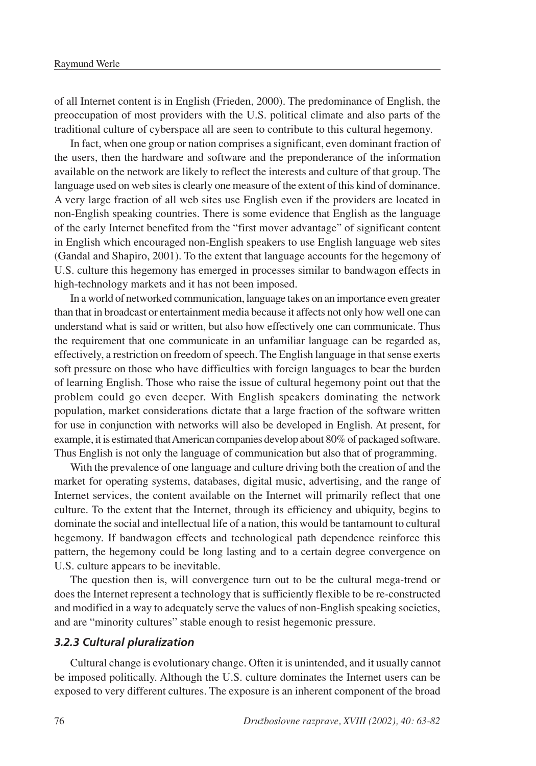of all Internet content is in English (Frieden, 2000). The predominance of English, the preoccupation of most providers with the U.S. political climate and also parts of the traditional culture of cyberspace all are seen to contribute to this cultural hegemony.

In fact, when one group or nation comprises a significant, even dominant fraction of the users, then the hardware and software and the preponderance of the information available on the network are likely to reflect the interests and culture of that group. The language used on web sites is clearly one measure of the extent of this kind of dominance. A very large fraction of all web sites use English even if the providers are located in non-English speaking countries. There is some evidence that English as the language of the early Internet benefited from the "first mover advantage" of significant content in English which encouraged non-English speakers to use English language web sites (Gandal and Shapiro, 2001). To the extent that language accounts for the hegemony of U.S. culture this hegemony has emerged in processes similar to bandwagon effects in high-technology markets and it has not been imposed.

In a world of networked communication, language takes on an importance even greater than that in broadcast or entertainment media because it affects not only how well one can understand what is said or written, but also how effectively one can communicate. Thus the requirement that one communicate in an unfamiliar language can be regarded as, effectively, a restriction on freedom of speech. The English language in that sense exerts soft pressure on those who have difficulties with foreign languages to bear the burden of learning English. Those who raise the issue of cultural hegemony point out that the problem could go even deeper. With English speakers dominating the network population, market considerations dictate that a large fraction of the software written for use in conjunction with networks will also be developed in English. At present, for example, it is estimated that American companies develop about 80% of packaged software. Thus English is not only the language of communication but also that of programming.

With the prevalence of one language and culture driving both the creation of and the market for operating systems, databases, digital music, advertising, and the range of Internet services, the content available on the Internet will primarily reflect that one culture. To the extent that the Internet, through its efficiency and ubiquity, begins to dominate the social and intellectual life of a nation, this would be tantamount to cultural hegemony. If bandwagon effects and technological path dependence reinforce this pattern, the hegemony could be long lasting and to a certain degree convergence on U.S. culture appears to be inevitable.

The question then is, will convergence turn out to be the cultural mega-trend or does the Internet represent a technology that is sufficiently flexible to be re-constructed and modified in a way to adequately serve the values of non-English speaking societies, and are "minority cultures" stable enough to resist hegemonic pressure.

### *3.2.3 Cultural pluralization*

Cultural change is evolutionary change. Often it is unintended, and it usually cannot be imposed politically. Although the U.S. culture dominates the Internet users can be exposed to very different cultures. The exposure is an inherent component of the broad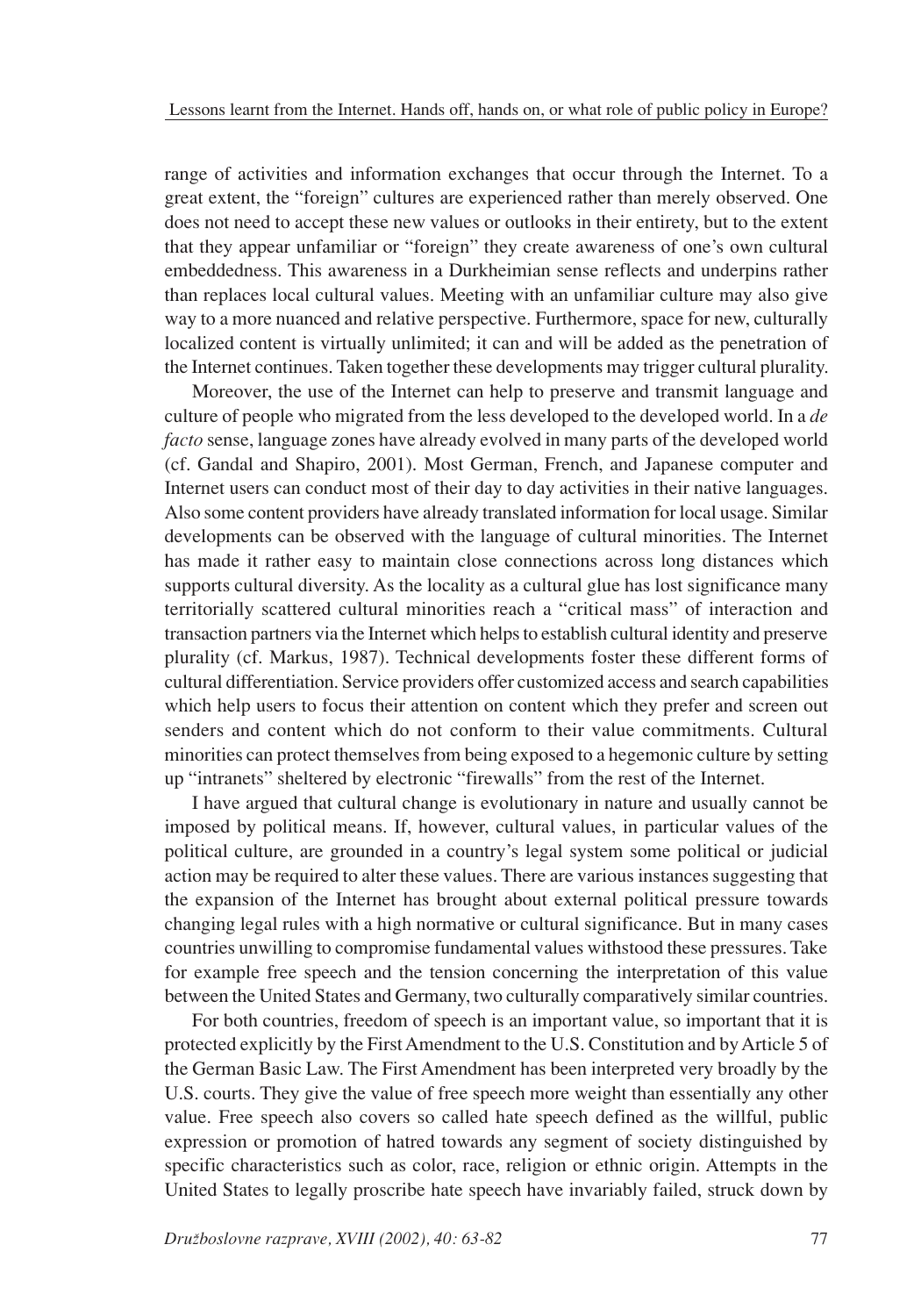range of activities and information exchanges that occur through the Internet. To a great extent, the "foreign" cultures are experienced rather than merely observed. One does not need to accept these new values or outlooks in their entirety, but to the extent that they appear unfamiliar or "foreign" they create awareness of one's own cultural embeddedness. This awareness in a Durkheimian sense reflects and underpins rather than replaces local cultural values. Meeting with an unfamiliar culture may also give way to a more nuanced and relative perspective. Furthermore, space for new, culturally localized content is virtually unlimited; it can and will be added as the penetration of the Internet continues. Taken together these developments may trigger cultural plurality.

Moreover, the use of the Internet can help to preserve and transmit language and culture of people who migrated from the less developed to the developed world. In a *de facto* sense, language zones have already evolved in many parts of the developed world (cf. Gandal and Shapiro, 2001). Most German, French, and Japanese computer and Internet users can conduct most of their day to day activities in their native languages. Also some content providers have already translated information for local usage. Similar developments can be observed with the language of cultural minorities. The Internet has made it rather easy to maintain close connections across long distances which supports cultural diversity. As the locality as a cultural glue has lost significance many territorially scattered cultural minorities reach a "critical mass" of interaction and transaction partners via the Internet which helps to establish cultural identity and preserve plurality (cf. Markus, 1987). Technical developments foster these different forms of cultural differentiation. Service providers offer customized access and search capabilities which help users to focus their attention on content which they prefer and screen out senders and content which do not conform to their value commitments. Cultural minorities can protect themselves from being exposed to a hegemonic culture by setting up "intranets" sheltered by electronic "firewalls" from the rest of the Internet.

I have argued that cultural change is evolutionary in nature and usually cannot be imposed by political means. If, however, cultural values, in particular values of the political culture, are grounded in a country's legal system some political or judicial action may be required to alter these values. There are various instances suggesting that the expansion of the Internet has brought about external political pressure towards changing legal rules with a high normative or cultural significance. But in many cases countries unwilling to compromise fundamental values withstood these pressures. Take for example free speech and the tension concerning the interpretation of this value between the United States and Germany, two culturally comparatively similar countries.

For both countries, freedom of speech is an important value, so important that it is protected explicitly by the First Amendment to the U.S. Constitution and by Article 5 of the German Basic Law. The First Amendment has been interpreted very broadly by the U.S. courts. They give the value of free speech more weight than essentially any other value. Free speech also covers so called hate speech defined as the willful, public expression or promotion of hatred towards any segment of society distinguished by specific characteristics such as color, race, religion or ethnic origin. Attempts in the United States to legally proscribe hate speech have invariably failed, struck down by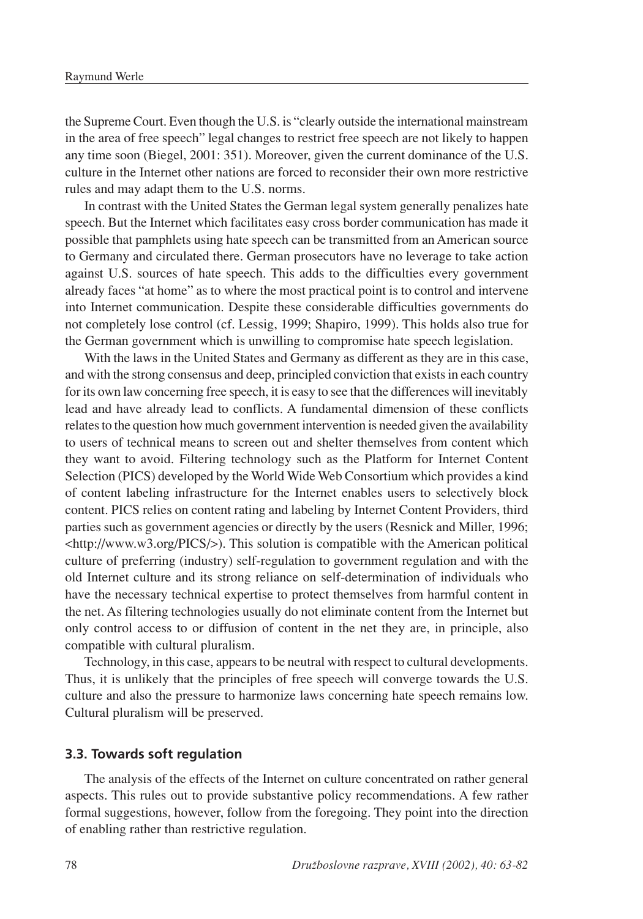the Supreme Court. Even though the U.S. is "clearly outside the international mainstream in the area of free speech" legal changes to restrict free speech are not likely to happen any time soon (Biegel, 2001: 351). Moreover, given the current dominance of the U.S. culture in the Internet other nations are forced to reconsider their own more restrictive rules and may adapt them to the U.S. norms.

In contrast with the United States the German legal system generally penalizes hate speech. But the Internet which facilitates easy cross border communication has made it possible that pamphlets using hate speech can be transmitted from an American source to Germany and circulated there. German prosecutors have no leverage to take action against U.S. sources of hate speech. This adds to the difficulties every government already faces "at home" as to where the most practical point is to control and intervene into Internet communication. Despite these considerable difficulties governments do not completely lose control (cf. Lessig, 1999; Shapiro, 1999). This holds also true for the German government which is unwilling to compromise hate speech legislation.

With the laws in the United States and Germany as different as they are in this case, and with the strong consensus and deep, principled conviction that exists in each country for its own law concerning free speech, it is easy to see that the differences will inevitably lead and have already lead to conflicts. A fundamental dimension of these conflicts relates to the question how much government intervention is needed given the availability to users of technical means to screen out and shelter themselves from content which they want to avoid. Filtering technology such as the Platform for Internet Content Selection (PICS) developed by the World Wide Web Consortium which provides a kind of content labeling infrastructure for the Internet enables users to selectively block content. PICS relies on content rating and labeling by Internet Content Providers, third parties such as government agencies or directly by the users (Resnick and Miller, 1996; <http://www.w3.org/PICS/>). This solution is compatible with the American political culture of preferring (industry) self-regulation to government regulation and with the old Internet culture and its strong reliance on self-determination of individuals who have the necessary technical expertise to protect themselves from harmful content in the net. As filtering technologies usually do not eliminate content from the Internet but only control access to or diffusion of content in the net they are, in principle, also compatible with cultural pluralism.

Technology, in this case, appears to be neutral with respect to cultural developments. Thus, it is unlikely that the principles of free speech will converge towards the U.S. culture and also the pressure to harmonize laws concerning hate speech remains low. Cultural pluralism will be preserved.

### 3.3. Towards soft regulation

The analysis of the effects of the Internet on culture concentrated on rather general aspects. This rules out to provide substantive policy recommendations. A few rather formal suggestions, however, follow from the foregoing. They point into the direction of enabling rather than restrictive regulation.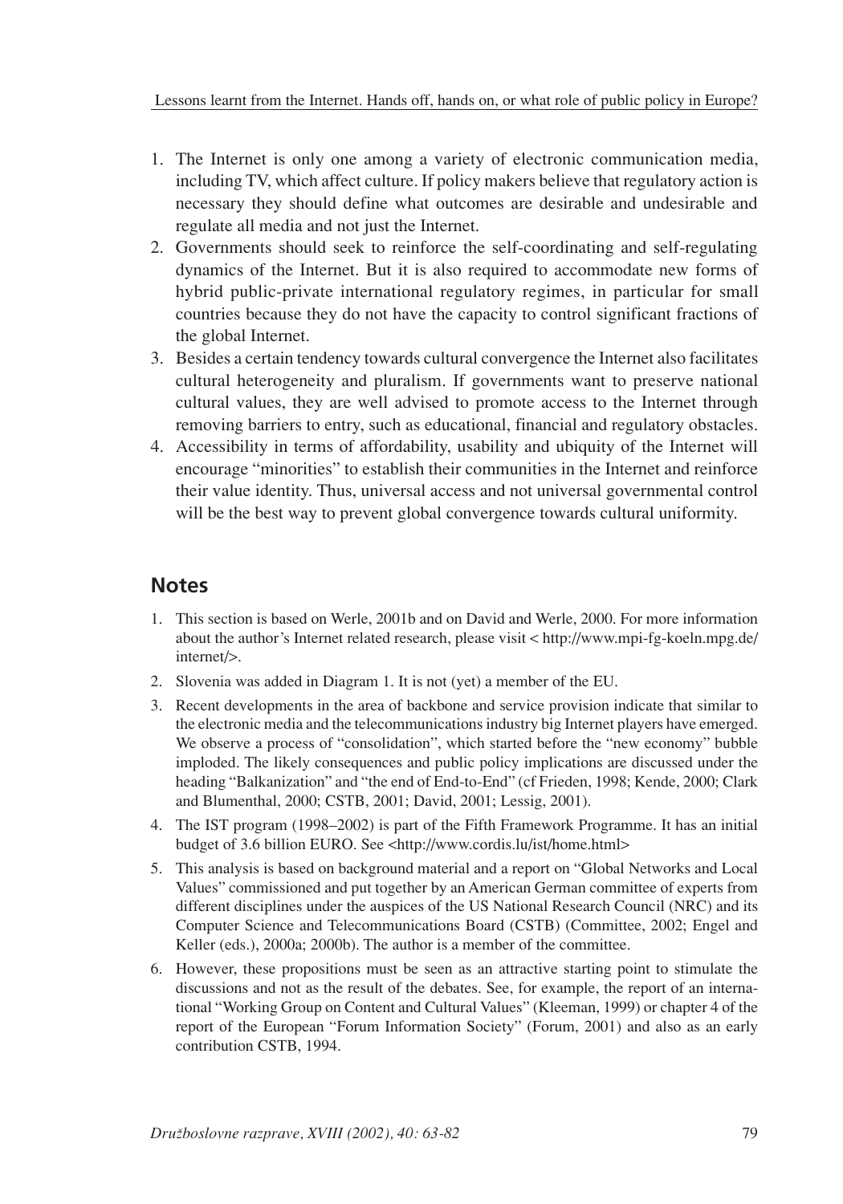1. The Internet is only one among a variety of electronic communication media, including TV, which affect culture. If policy makers believe that regulatory action is necessary they should define what outcomes are desirable and undesirable and regulate all media and not just the Internet.
2. Governments should seek to reinforce the self-coordinating and self-regulating dynamics of the Internet. But it is also required to accommodate new forms of hybrid public-private international regulatory regimes, in particular for small countries because they do not have the capacity to control significant fractions of the global Internet.
3. Besides a certain tendency towards cultural convergence the Internet also facilitates cultural heterogeneity and pluralism. If governments want to preserve national cultural values, they are well advised to promote access to the Internet through removing barriers to entry, such as educational, financial and regulatory obstacles.
4. Accessibility in terms of affordability, usability and ubiquity of the Internet will encourage "minorities" to establish their communities in the Internet and reinforce their value identity. Thus, universal access and not universal governmental control will be the best way to prevent global convergence towards cultural uniformity.

## Notes

1. This section is based on Werle, 2001b and on David and Werle, 2000. For more information about the author's Internet related research, please visit < http://www.mpi-fg-koeln.mpg.de/internet/>.
2. Slovenia was added in Diagram 1. It is not (yet) a member of the EU.
3. Recent developments in the area of backbone and service provision indicate that similar to the electronic media and the telecommunications industry big Internet players have emerged. We observe a process of "consolidation", which started before the "new economy" bubble imploded. The likely consequences and public policy implications are discussed under the heading "Balkanization" and "the end of End-to-End" (cf Frieden, 1998; Kende, 2000; Clark and Blumenthal, 2000; CSTB, 2001; David, 2001; Lessig, 2001).
4. The IST program (1998–2002) is part of the Fifth Framework Programme. It has an initial budget of 3.6 billion EURO. See <http://www.cordis.lu/ist/home.html>
5. This analysis is based on background material and a report on "Global Networks and Local Values" commissioned and put together by an American German committee of experts from different disciplines under the auspices of the US National Research Council (NRC) and its Computer Science and Telecommunications Board (CSTB) (Committee, 2002; Engel and Keller (eds.), 2000a; 2000b). The author is a member of the committee.
6. However, these propositions must be seen as an attractive starting point to stimulate the discussions and not as the result of the debates. See, for example, the report of an international "Working Group on Content and Cultural Values" (Kleeman, 1999) or chapter 4 of the report of the European "Forum Information Society" (Forum, 2001) and also as an early contribution CSTB, 1994.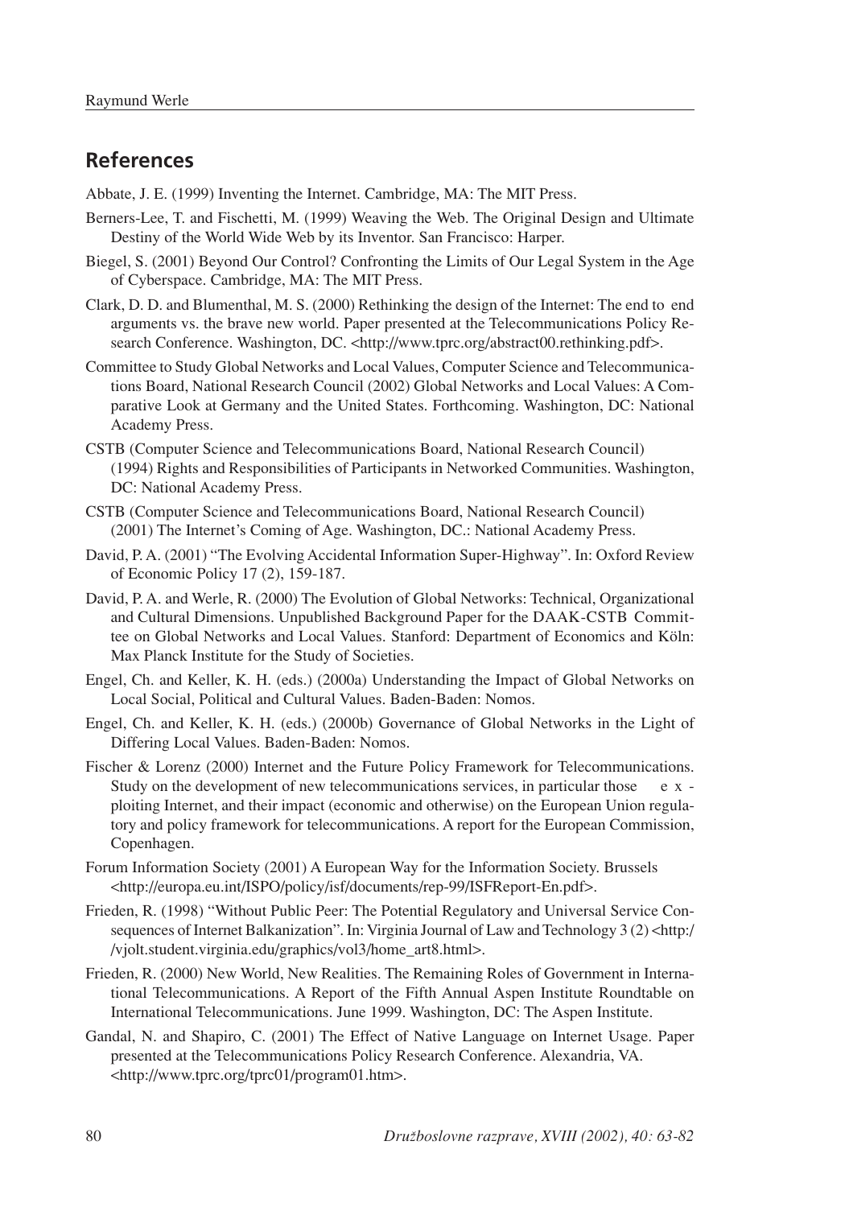## References

Abbate, J. E. (1999) Inventing the Internet. Cambridge, MA: The MIT Press.

Berners-Lee, T. and Fischetti, M. (1999) Weaving the Web. The Original Design and Ultimate Destiny of the World Wide Web by its Inventor. San Francisco: Harper.

Biegel, S. (2001) Beyond Our Control? Confronting the Limits of Our Legal System in the Age of Cyberspace. Cambridge, MA: The MIT Press.

Clark, D. D. and Blumenthal, M. S. (2000) Rethinking the design of the Internet: The end to end arguments vs. the brave new world. Paper presented at the Telecommunications Policy Research Conference. Washington, DC. <http://www.tprc.org/abstract00.rethinking.pdf>.

Committee to Study Global Networks and Local Values, Computer Science and Telecommunications Board, National Research Council (2002) Global Networks and Local Values: A Comparative Look at Germany and the United States. Forthcoming. Washington, DC: National Academy Press.

CSTB (Computer Science and Telecommunications Board, National Research Council) (1994) Rights and Responsibilities of Participants in Networked Communities. Washington, DC: National Academy Press.

CSTB (Computer Science and Telecommunications Board, National Research Council) (2001) The Internet's Coming of Age. Washington, DC.: National Academy Press.

David, P. A. (2001) "The Evolving Accidental Information Super-Highway". In: Oxford Review of Economic Policy 17 (2), 159-187.

David, P. A. and Werle, R. (2000) The Evolution of Global Networks: Technical, Organizational and Cultural Dimensions. Unpublished Background Paper for the DAAK-CSTB Committee on Global Networks and Local Values. Stanford: Department of Economics and Köln: Max Planck Institute for the Study of Societies.

Engel, Ch. and Keller, K. H. (eds.) (2000a) Understanding the Impact of Global Networks on Local Social, Political and Cultural Values. Baden-Baden: Nomos.

Engel, Ch. and Keller, K. H. (eds.) (2000b) Governance of Global Networks in the Light of Differing Local Values. Baden-Baden: Nomos.

Fischer & Lorenz (2000) Internet and the Future Policy Framework for Telecommunications. Study on the development of new telecommunications services, in particular those exploiting Internet, and their impact (economic and otherwise) on the European Union regulatory and policy framework for telecommunications. A report for the European Commission, Copenhagen.

Forum Information Society (2001) A European Way for the Information Society. Brussels <http://europa.eu.int/ISPO/policy/isf/documents/rep-99/ISFReport-En.pdf>.

Frieden, R. (1998) "Without Public Peer: The Potential Regulatory and Universal Service Consequences of Internet Balkanization". In: Virginia Journal of Law and Technology 3 (2) <http://vjolt.student.virginia.edu/graphics/vol3/home_art8.html>.

Frieden, R. (2000) New World, New Realities. The Remaining Roles of Government in International Telecommunications. A Report of the Fifth Annual Aspen Institute Roundtable on International Telecommunications. June 1999. Washington, DC: The Aspen Institute.

Gandal, N. and Shapiro, C. (2001) The Effect of Native Language on Internet Usage. Paper presented at the Telecommunications Policy Research Conference. Alexandria, VA. <http://www.tprc.org/tprc01/program01.htm>.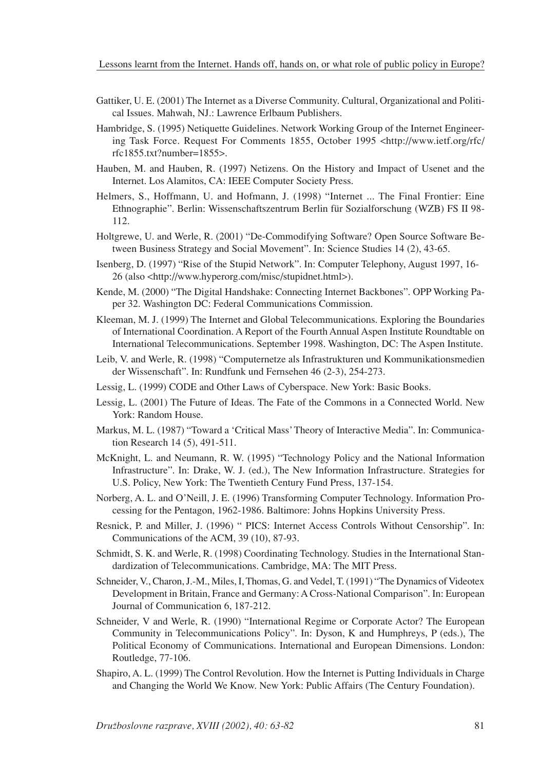Gattiker, U. E. (2001) The Internet as a Diverse Community. Cultural, Organizational and Political Issues. Mahwah, NJ.: Lawrence Erlbaum Publishers.

Hambridge, S. (1995) Netiquette Guidelines. Network Working Group of the Internet Engineering Task Force. Request For Comments 1855, October 1995 <http://www.ietf.org/rfc/rfc1855.txt?number=1855>.

Hauben, M. and Hauben, R. (1997) Netizens. On the History and Impact of Usenet and the Internet. Los Alamitos, CA: IEEE Computer Society Press.

Helmers, S., Hoffmann, U. and Hofmann, J. (1998) "Internet ... The Final Frontier: Eine Ethnographie". Berlin: Wissenschaftszentrum Berlin für Sozialforschung (WZB) FS II 98-112.

Holtgrewe, U. and Werle, R. (2001) "De-Commodifying Software? Open Source Software Between Business Strategy and Social Movement". In: Science Studies 14 (2), 43-65.

Isenberg, D. (1997) "Rise of the Stupid Network". In: Computer Telephony, August 1997, 16-26 (also <http://www.hyperorg.com/misc/stupidnet.html>).

Kende, M. (2000) "The Digital Handshake: Connecting Internet Backbones". OPP Working Paper 32. Washington DC: Federal Communications Commission.

Kleeman, M. J. (1999) The Internet and Global Telecommunications. Exploring the Boundaries of International Coordination. A Report of the Fourth Annual Aspen Institute Roundtable on International Telecommunications. September 1998. Washington, DC: The Aspen Institute.

Leib, V. and Werle, R. (1998) "Computernetze als Infrastrukturen und Kommunikationsmedien der Wissenschaft". In: Rundfunk und Fernsehen 46 (2-3), 254-273.

Lessig, L. (1999) CODE and Other Laws of Cyberspace. New York: Basic Books.

Lessig, L. (2001) The Future of Ideas. The Fate of the Commons in a Connected World. New York: Random House.

Markus, M. L. (1987) "Toward a 'Critical Mass' Theory of Interactive Media". In: Communication Research 14 (5), 491-511.

McKnight, L. and Neumann, R. W. (1995) "Technology Policy and the National Information Infrastructure". In: Drake, W. J. (ed.), The New Information Infrastructure. Strategies for U.S. Policy, New York: The Twentieth Century Fund Press, 137-154.

Norberg, A. L. and O'Neill, J. E. (1996) Transforming Computer Technology. Information Processing for the Pentagon, 1962-1986. Baltimore: Johns Hopkins University Press.

Resnick, P. and Miller, J. (1996) " PICS: Internet Access Controls Without Censorship". In: Communications of the ACM, 39 (10), 87-93.

Schmidt, S. K. and Werle, R. (1998) Coordinating Technology. Studies in the International Standardization of Telecommunications. Cambridge, MA: The MIT Press.

Schneider, V., Charon, J.-M., Miles, I, Thomas, G. and Vedel, T. (1991) "The Dynamics of Videotex Development in Britain, France and Germany: A Cross-National Comparison". In: European Journal of Communication 6, 187-212.

Schneider, V and Werle, R. (1990) "International Regime or Corporate Actor? The European Community in Telecommunications Policy". In: Dyson, K and Humphreys, P (eds.), The Political Economy of Communications. International and European Dimensions. London: Routledge, 77-106.

Shapiro, A. L. (1999) The Control Revolution. How the Internet is Putting Individuals in Charge and Changing the World We Know. New York: Public Affairs (The Century Foundation).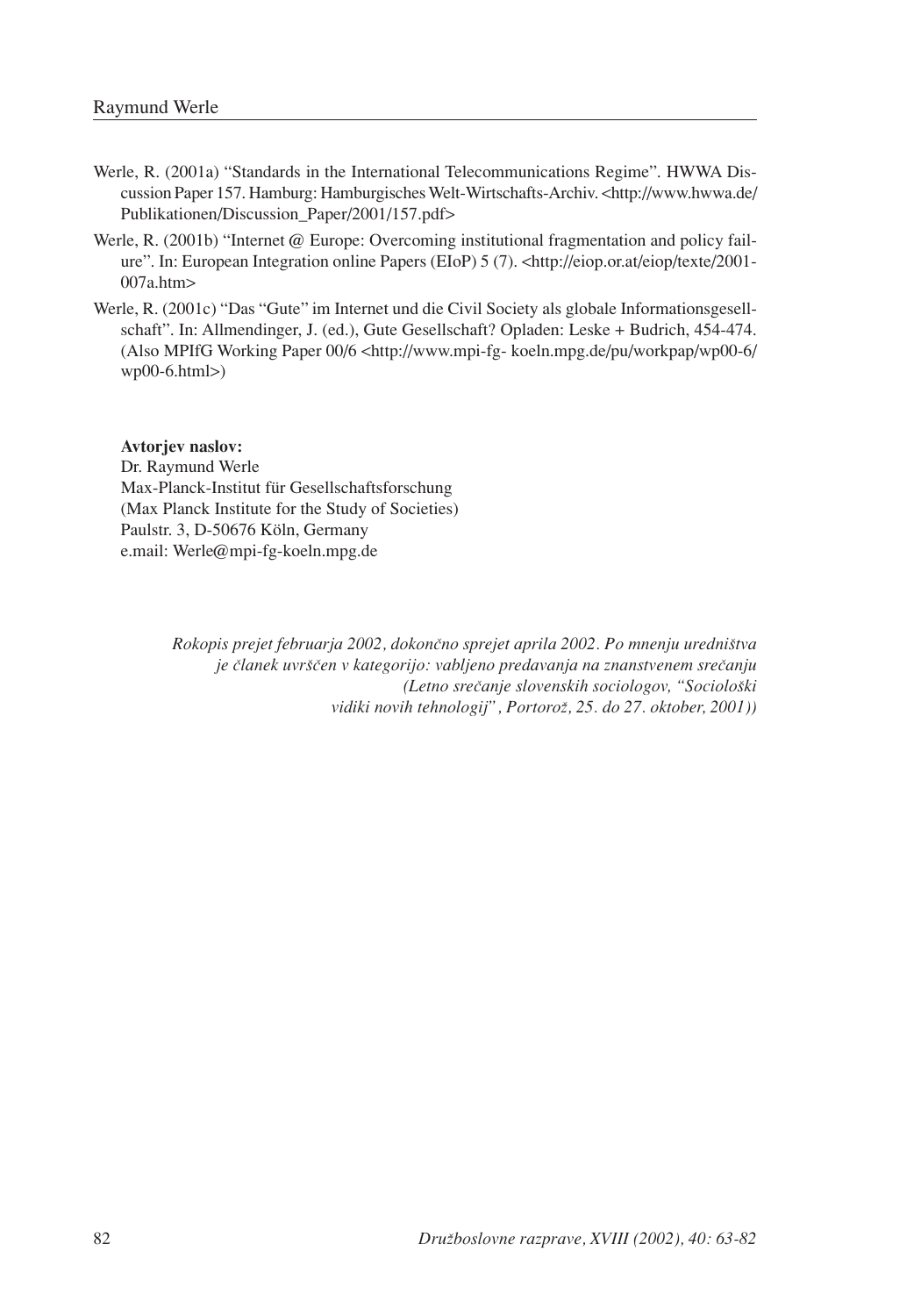Werle, R. (2001a) "Standards in the International Telecommunications Regime". HWWA Discussion Paper 157. Hamburg: Hamburgisches Welt-Wirtschafts-Archiv. <http://www.hwwa.de/Publikationen/Discussion_Paper/2001/157.pdf>

Werle, R. (2001b) "Internet @ Europe: Overcoming institutional fragmentation and policy failure". In: European Integration online Papers (EIoP) 5 (7). <http://eiop.or.at/eiop/texte/2001-007a.htm>

Werle, R. (2001c) "Das "Gute" im Internet und die Civil Society als globale Informationsgesellschaft". In: Allmendinger, J. (ed.), Gute Gesellschaft? Opladen: Leske + Budrich, 454-474. (Also MPIfG Working Paper 00/6 <http://www.mpi-fg- koeln.mpg.de/pu/workpap/wp00-6/wp00-6.html>)

**Avtorjev naslov:**
Dr. Raymund Werle
Max-Planck-Institut für Gesellschaftsforschung
(Max Planck Institute for the Study of Societies)
Paulstr. 3, D-50676 Köln, Germany
e.mail: Werle@mpi-fg-koeln.mpg.de

*Rokopis prejet februarja 2002, dokončno sprejet aprila 2002. Po mnenju uredništva je članek uvrščen v kategorijo: vabljeno predavanja na znanstvenem srečanju (Letno srečanje slovenskih sociologov, "Sociološki vidiki novih tehnologij", Portorož, 25. do 27. oktober, 2001))*